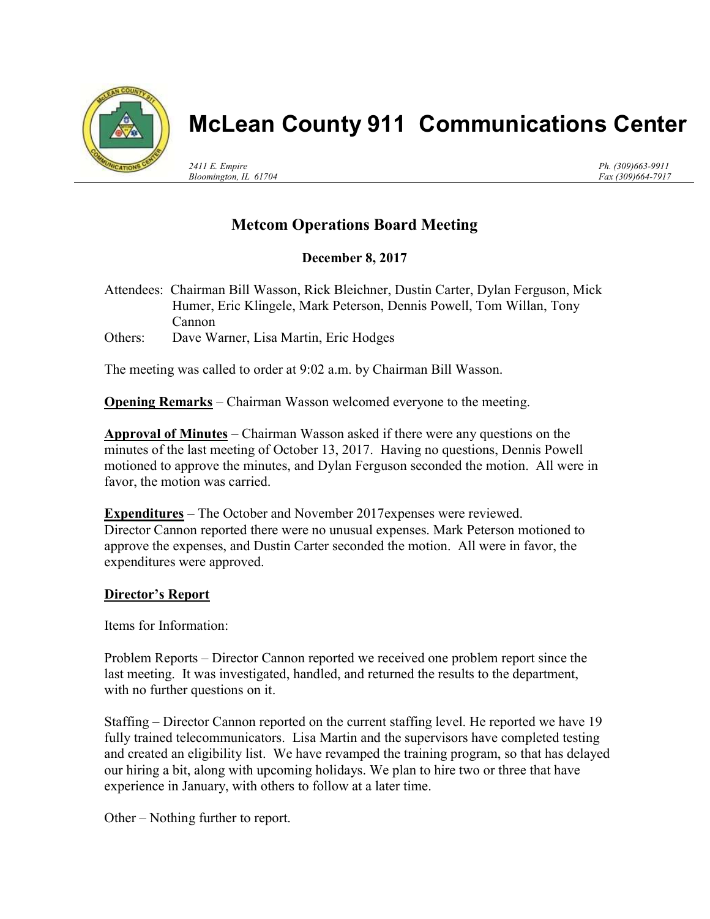# McLean County 911 Communications Center

*2411 E. Empire*
*Bloomington, IL 61704*

*Ph. (309)663-9911*
*Fax (309)664-7917*

## Metcom Operations Board Meeting

**December 8, 2017**

Attendees: Chairman Bill Wasson, Rick Bleichner, Dustin Carter, Dylan Ferguson, Mick Humer, Eric Klingele, Mark Peterson, Dennis Powell, Tom Willan, Tony Cannon
Others: Dave Warner, Lisa Martin, Eric Hodges

The meeting was called to order at 9:02 a.m. by Chairman Bill Wasson.

**Opening Remarks** – Chairman Wasson welcomed everyone to the meeting.

**Approval of Minutes** – Chairman Wasson asked if there were any questions on the minutes of the last meeting of October 13, 2017. Having no questions, Dennis Powell motioned to approve the minutes, and Dylan Ferguson seconded the motion. All were in favor, the motion was carried.

**Expenditures** – The October and November 2017expenses were reviewed. Director Cannon reported there were no unusual expenses. Mark Peterson motioned to approve the expenses, and Dustin Carter seconded the motion. All were in favor, the expenditures were approved.

**Director's Report**

Items for Information:

Problem Reports – Director Cannon reported we received one problem report since the last meeting. It was investigated, handled, and returned the results to the department, with no further questions on it.

Staffing – Director Cannon reported on the current staffing level. He reported we have 19 fully trained telecommunicators. Lisa Martin and the supervisors have completed testing and created an eligibility list. We have revamped the training program, so that has delayed our hiring a bit, along with upcoming holidays. We plan to hire two or three that have experience in January, with others to follow at a later time.

Other – Nothing further to report.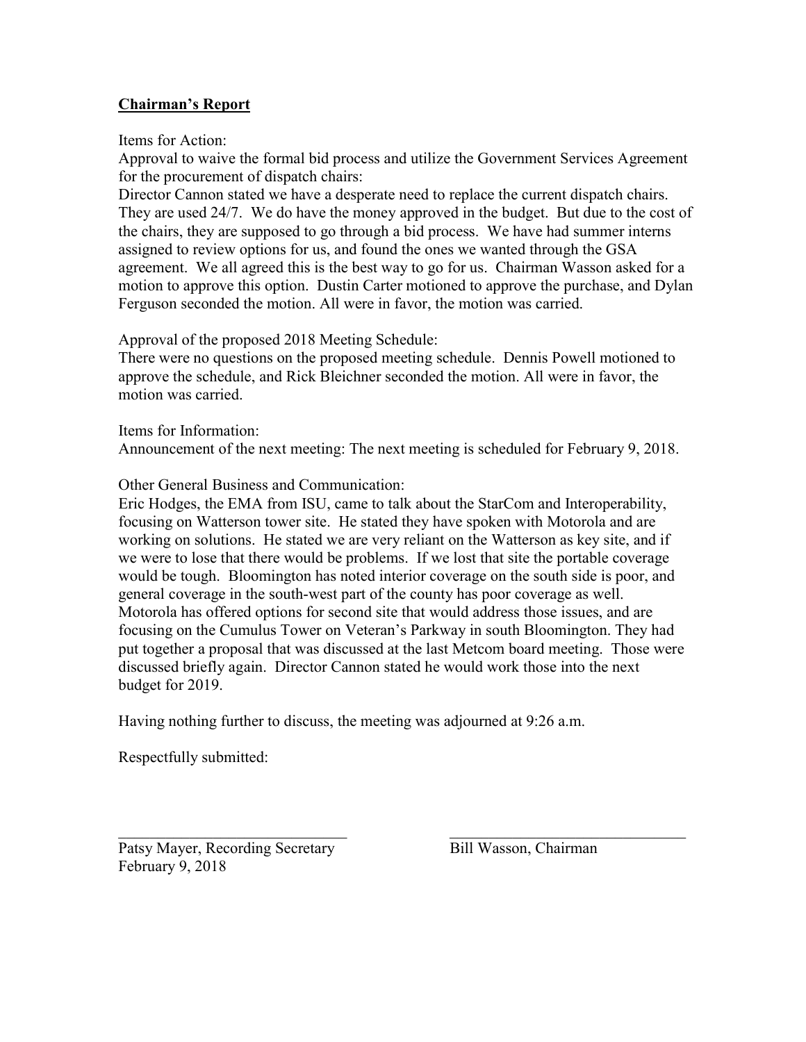## **Chairman's Report**

Items for Action:

Approval to waive the formal bid process and utilize the Government Services Agreement for the procurement of dispatch chairs:

Director Cannon stated we have a desperate need to replace the current dispatch chairs. They are used 24/7. We do have the money approved in the budget. But due to the cost of the chairs, they are supposed to go through a bid process. We have had summer interns assigned to review options for us, and found the ones we wanted through the GSA agreement. We all agreed this is the best way to go for us. Chairman Wasson asked for a motion to approve this option. Dustin Carter motioned to approve the purchase, and Dylan Ferguson seconded the motion. All were in favor, the motion was carried.

Approval of the proposed 2018 Meeting Schedule:

There were no questions on the proposed meeting schedule. Dennis Powell motioned to approve the schedule, and Rick Bleichner seconded the motion. All were in favor, the motion was carried.

Items for Information:

Announcement of the next meeting: The next meeting is scheduled for February 9, 2018.

Other General Business and Communication:

Eric Hodges, the EMA from ISU, came to talk about the StarCom and Interoperability, focusing on Watterson tower site. He stated they have spoken with Motorola and are working on solutions. He stated we are very reliant on the Watterson as key site, and if we were to lose that there would be problems. If we lost that site the portable coverage would be tough. Bloomington has noted interior coverage on the south side is poor, and general coverage in the south-west part of the county has poor coverage as well. Motorola has offered options for second site that would address those issues, and are focusing on the Cumulus Tower on Veteran's Parkway in south Bloomington. They had put together a proposal that was discussed at the last Metcom board meeting. Those were discussed briefly again. Director Cannon stated he would work those into the next budget for 2019.

Having nothing further to discuss, the meeting was adjourned at 9:26 a.m.

Respectfully submitted:

\_\_\_\_\_\_\_\_\_\_\_\_\_\_\_\_\_\_\_\_\_\_\_\_\_\_\_\_\_\_ \_\_\_\_\_\_\_\_\_\_\_\_\_\_\_\_\_\_\_\_\_\_\_\_\_\_\_\_\_\_

Patsy Mayer, Recording Secretary Bill Wasson, Chairman

February 9, 2018